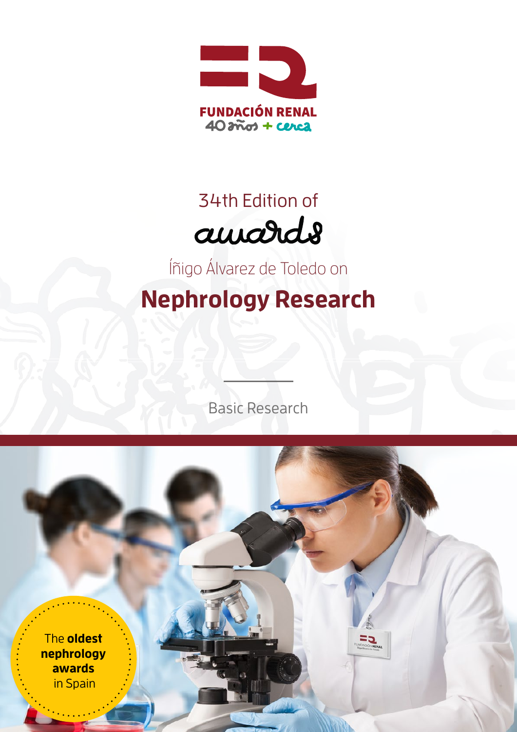FUNDACIÓN RENAL
40 años + cerca

34th Edition of

# awards

Íñigo Álvarez de Toledo on

# Nephrology Research

Basic Research

The **oldest nephrology awards** in Spain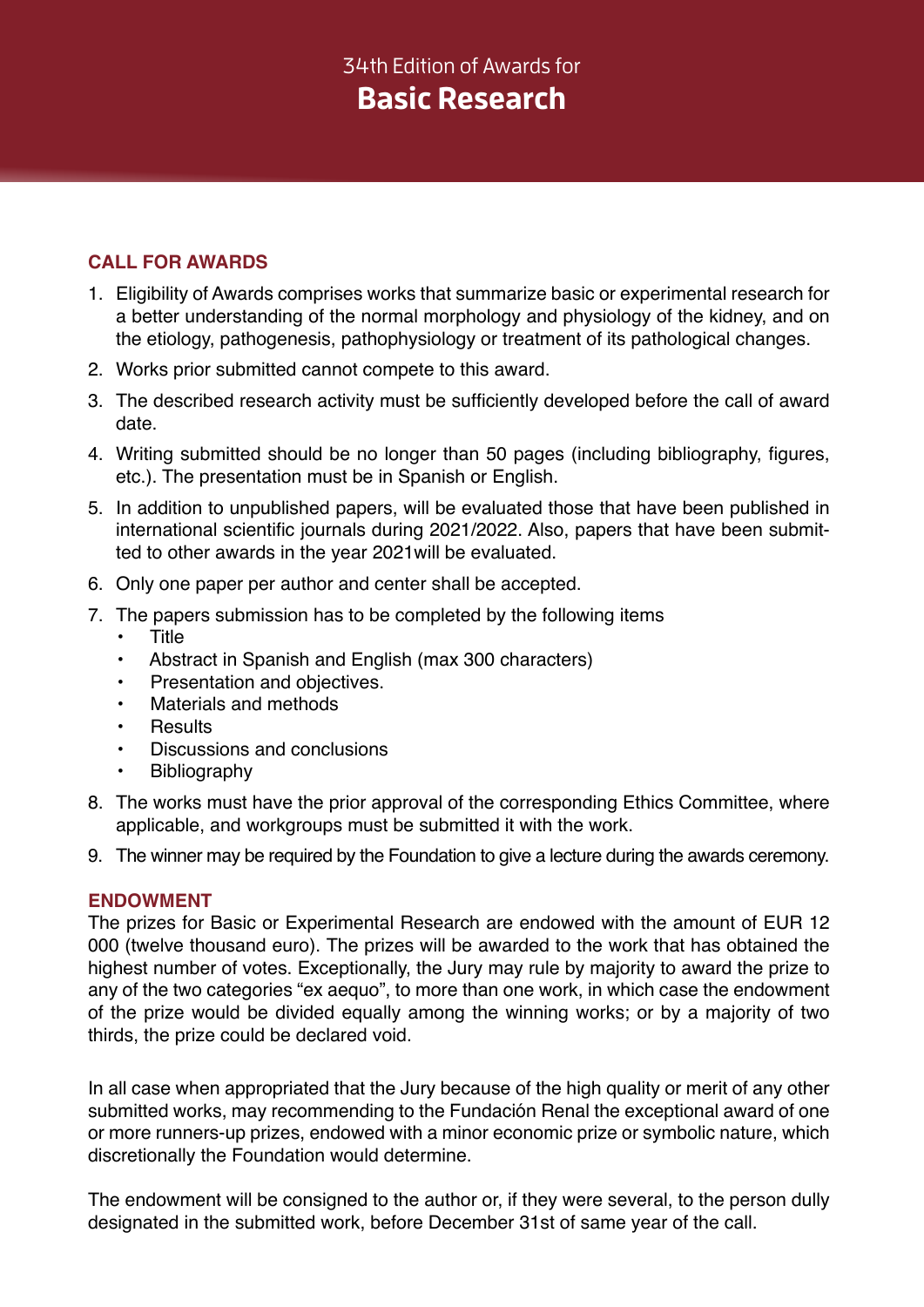# 34th Edition of Awards for
# Basic Research

## CALL FOR AWARDS

1. Eligibility of Awards comprises works that summarize basic or experimental research for a better understanding of the normal morphology and physiology of the kidney, and on the etiology, pathogenesis, pathophysiology or treatment of its pathological changes.
2. Works prior submitted cannot compete to this award.
3. The described research activity must be sufficiently developed before the call of award date.
4. Writing submitted should be no longer than 50 pages (including bibliography, figures, etc.). The presentation must be in Spanish or English.
5. In addition to unpublished papers, will be evaluated those that have been published in international scientific journals during 2021/2022. Also, papers that have been submitted to other awards in the year 2021will be evaluated.
6. Only one paper per author and center shall be accepted.
7. The papers submission has to be completed by the following items
   - Title
   - Abstract in Spanish and English (max 300 characters)
   - Presentation and objectives.
   - Materials and methods
   - Results
   - Discussions and conclusions
   - Bibliography
8. The works must have the prior approval of the corresponding Ethics Committee, where applicable, and workgroups must be submitted it with the work.
9. The winner may be required by the Foundation to give a lecture during the awards ceremony.

## ENDOWMENT

The prizes for Basic or Experimental Research are endowed with the amount of EUR 12 000 (twelve thousand euro). The prizes will be awarded to the work that has obtained the highest number of votes. Exceptionally, the Jury may rule by majority to award the prize to any of the two categories "ex aequo", to more than one work, in which case the endowment of the prize would be divided equally among the winning works; or by a majority of two thirds, the prize could be declared void.

In all case when appropriated that the Jury because of the high quality or merit of any other submitted works, may recommending to the Fundación Renal the exceptional award of one or more runners-up prizes, endowed with a minor economic prize or symbolic nature, which discretionally the Foundation would determine.

The endowment will be consigned to the author or, if they were several, to the person dully designated in the submitted work, before December 31st of same year of the call.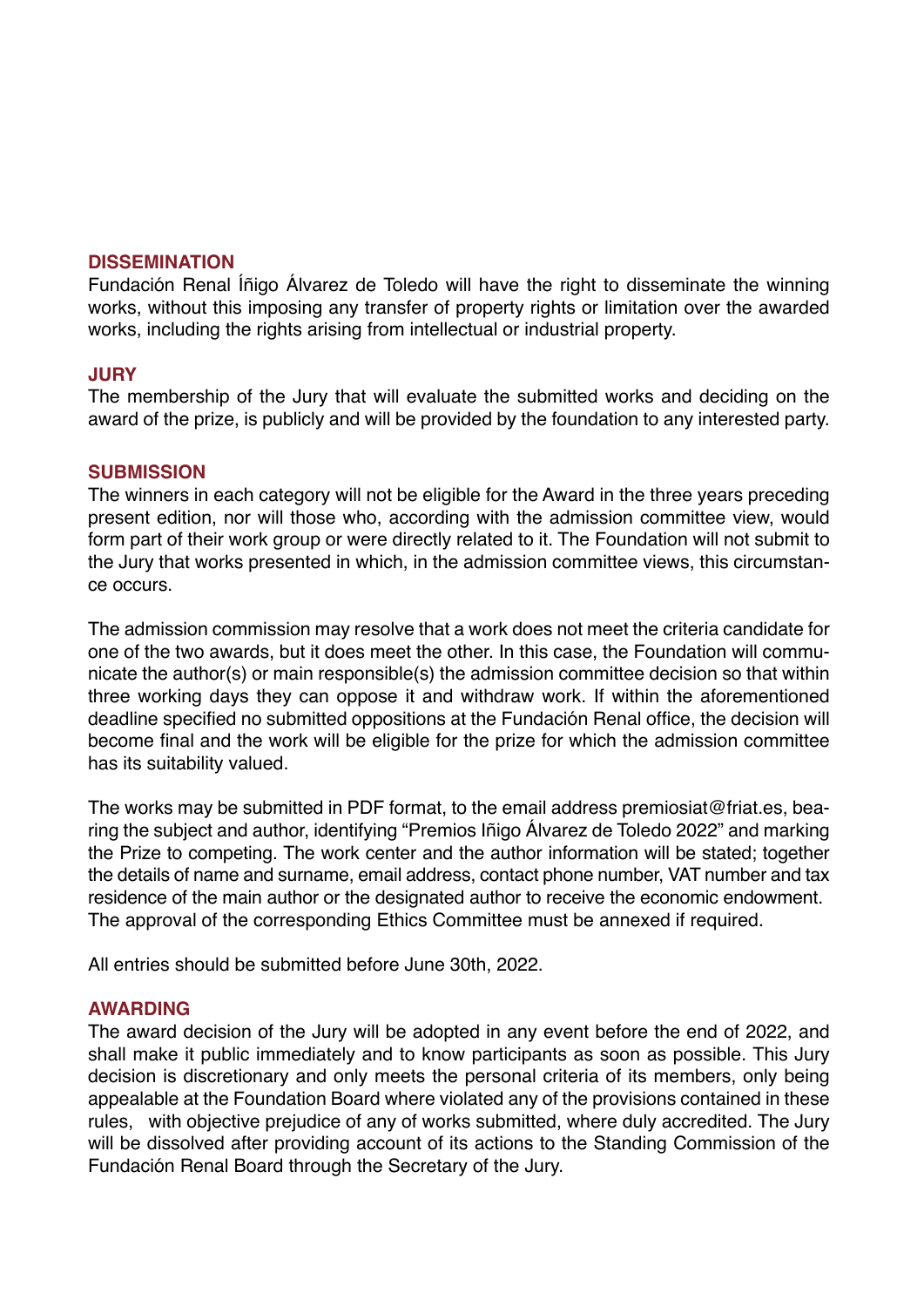## DISSEMINATION

Fundación Renal Íñigo Álvarez de Toledo will have the right to disseminate the winning works, without this imposing any transfer of property rights or limitation over the awarded works, including the rights arising from intellectual or industrial property.

## JURY

The membership of the Jury that will evaluate the submitted works and deciding on the award of the prize, is publicly and will be provided by the foundation to any interested party.

## SUBMISSION

The winners in each category will not be eligible for the Award in the three years preceding present edition, nor will those who, according with the admission committee view, would form part of their work group or were directly related to it. The Foundation will not submit to the Jury that works presented in which, in the admission committee views, this circumstance occurs.

The admission commission may resolve that a work does not meet the criteria candidate for one of the two awards, but it does meet the other. In this case, the Foundation will communicate the author(s) or main responsible(s) the admission committee decision so that within three working days they can oppose it and withdraw work. If within the aforementioned deadline specified no submitted oppositions at the Fundación Renal office, the decision will become final and the work will be eligible for the prize for which the admission committee has its suitability valued.

The works may be submitted in PDF format, to the email address premiosiat@friat.es, bearing the subject and author, identifying "Premios Iñigo Álvarez de Toledo 2022" and marking the Prize to competing. The work center and the author information will be stated; together the details of name and surname, email address, contact phone number, VAT number and tax residence of the main author or the designated author to receive the economic endowment. The approval of the corresponding Ethics Committee must be annexed if required.

All entries should be submitted before June 30th, 2022.

## AWARDING

The award decision of the Jury will be adopted in any event before the end of 2022, and shall make it public immediately and to know participants as soon as possible. This Jury decision is discretionary and only meets the personal criteria of its members, only being appealable at the Foundation Board where violated any of the provisions contained in these rules, with objective prejudice of any of works submitted, where duly accredited. The Jury will be dissolved after providing account of its actions to the Standing Commission of the Fundación Renal Board through the Secretary of the Jury.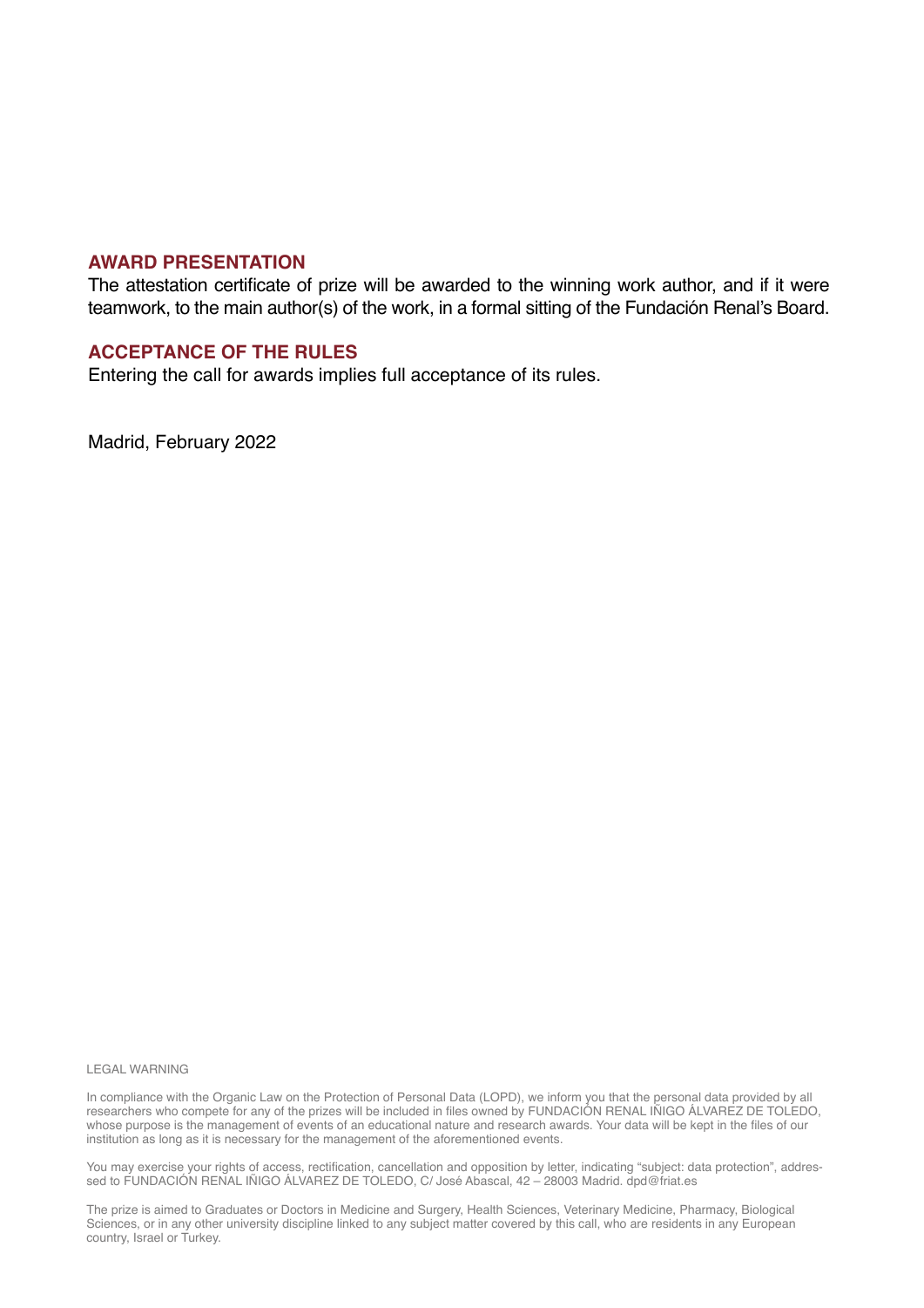## AWARD PRESENTATION

The attestation certificate of prize will be awarded to the winning work author, and if it were teamwork, to the main author(s) of the work, in a formal sitting of the Fundación Renal's Board.

## ACCEPTANCE OF THE RULES

Entering the call for awards implies full acceptance of its rules.

Madrid, February 2022

LEGAL WARNING

In compliance with the Organic Law on the Protection of Personal Data (LOPD), we inform you that the personal data provided by all researchers who compete for any of the prizes will be included in files owned by FUNDACIÓN RENAL IÑIGO ÁLVAREZ DE TOLEDO, whose purpose is the management of events of an educational nature and research awards. Your data will be kept in the files of our institution as long as it is necessary for the management of the aforementioned events.

You may exercise your rights of access, rectification, cancellation and opposition by letter, indicating "subject: data protection", addressed to FUNDACIÓN RENAL IÑIGO ÁLVAREZ DE TOLEDO, C/ José Abascal, 42 – 28003 Madrid. dpd@friat.es

The prize is aimed to Graduates or Doctors in Medicine and Surgery, Health Sciences, Veterinary Medicine, Pharmacy, Biological Sciences, or in any other university discipline linked to any subject matter covered by this call, who are residents in any European country, Israel or Turkey.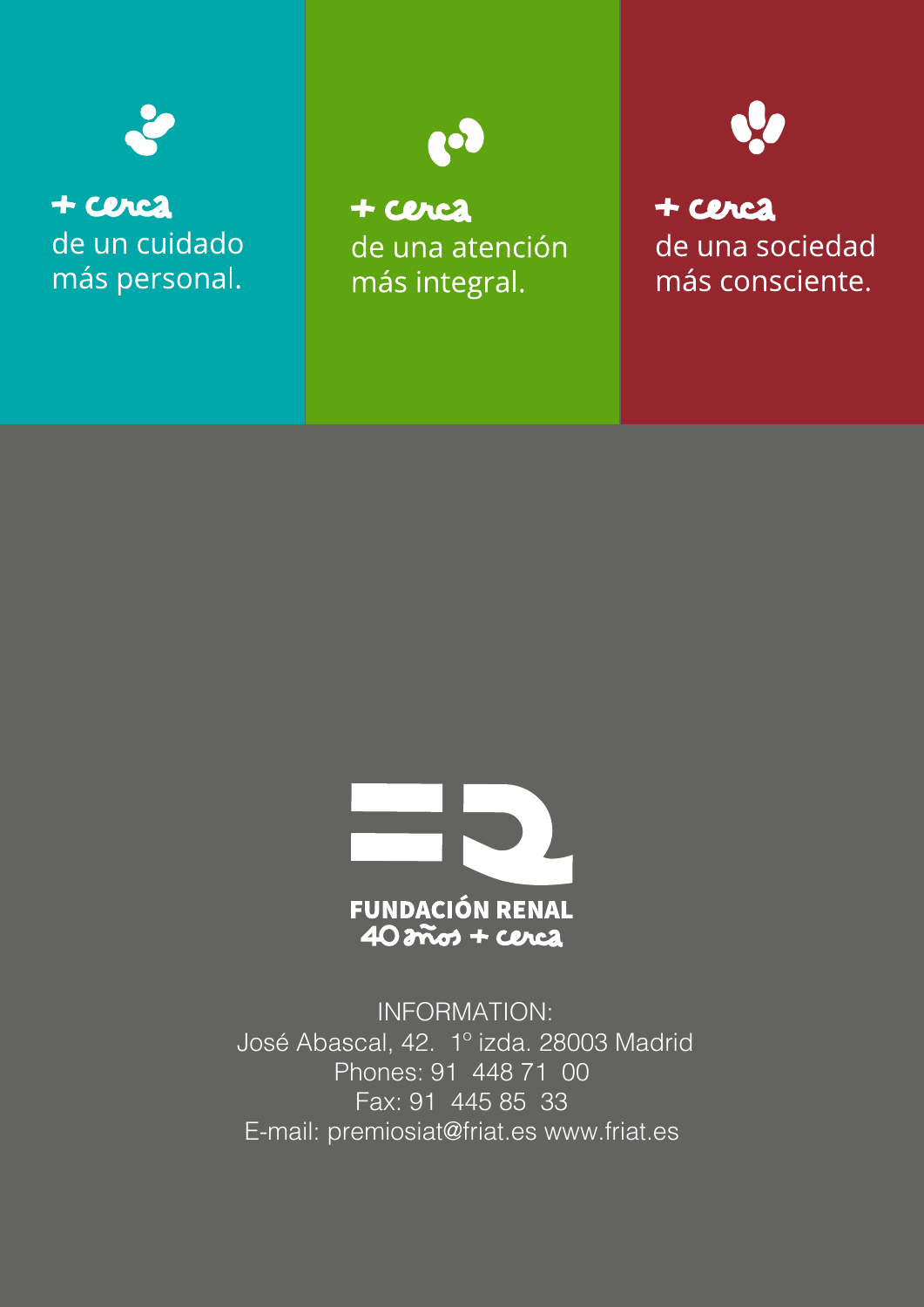+ cerca
de un cuidado
más personal.

+ cerca
de una atención
más integral.

+ cerca
de una sociedad
más consciente.

FUNDACIÓN RENAL
40 años + cerca

INFORMATION:
José Abascal, 42. 1º izda. 28003 Madrid
Phones: 91 448 71 00
Fax: 91 445 85 33
E-mail: premiosiat@friat.es www.friat.es